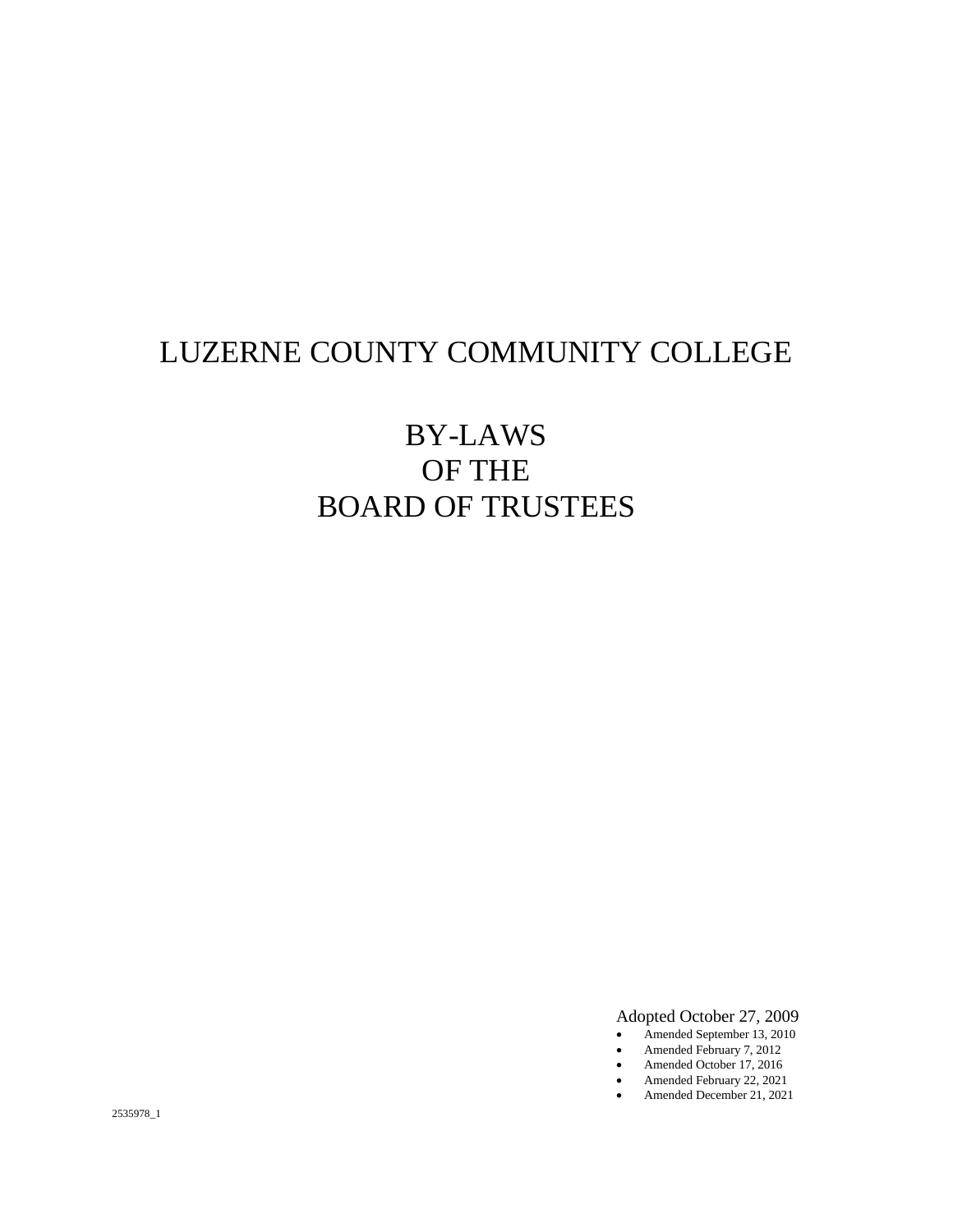# LUZERNE COUNTY COMMUNITY COLLEGE

# BY-LAWS
# OF THE
# BOARD OF TRUSTEES

Adopted October 27, 2009

- Amended September 13, 2010
- Amended February 7, 2012
- Amended October 17, 2016
- Amended February 22, 2021
- Amended December 21, 2021

2535978_1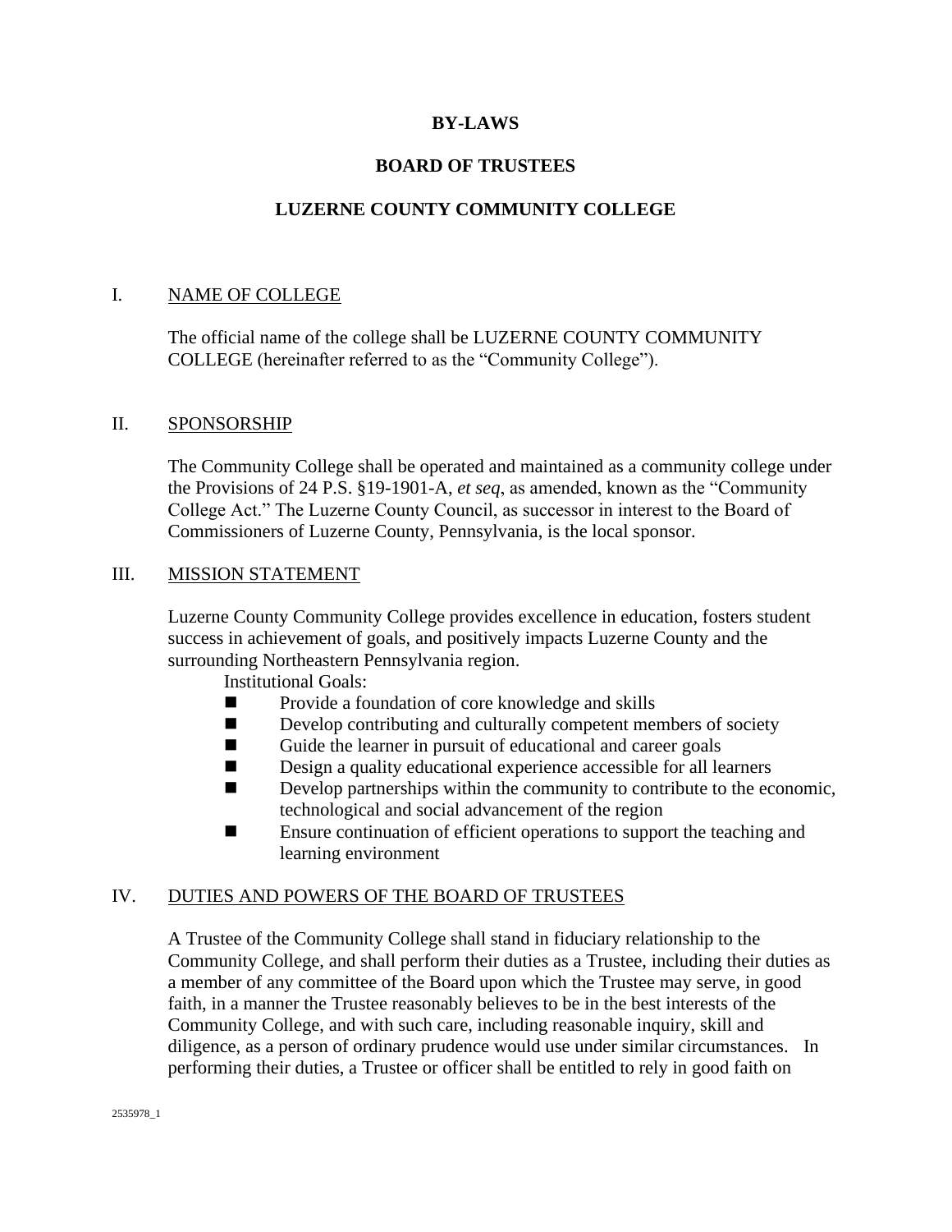# BY-LAWS

# BOARD OF TRUSTEES

# LUZERNE COUNTY COMMUNITY COLLEGE

## I. NAME OF COLLEGE

The official name of the college shall be LUZERNE COUNTY COMMUNITY COLLEGE (hereinafter referred to as the "Community College").

## II. SPONSORSHIP

The Community College shall be operated and maintained as a community college under the Provisions of 24 P.S. §19-1901-A, *et seq*, as amended, known as the "Community College Act." The Luzerne County Council, as successor in interest to the Board of Commissioners of Luzerne County, Pennsylvania, is the local sponsor.

## III. MISSION STATEMENT

Luzerne County Community College provides excellence in education, fosters student success in achievement of goals, and positively impacts Luzerne County and the surrounding Northeastern Pennsylvania region.

Institutional Goals:

- Provide a foundation of core knowledge and skills
- Develop contributing and culturally competent members of society
- Guide the learner in pursuit of educational and career goals
- Design a quality educational experience accessible for all learners
- Develop partnerships within the community to contribute to the economic, technological and social advancement of the region
- Ensure continuation of efficient operations to support the teaching and learning environment

## IV. DUTIES AND POWERS OF THE BOARD OF TRUSTEES

A Trustee of the Community College shall stand in fiduciary relationship to the Community College, and shall perform their duties as a Trustee, including their duties as a member of any committee of the Board upon which the Trustee may serve, in good faith, in a manner the Trustee reasonably believes to be in the best interests of the Community College, and with such care, including reasonable inquiry, skill and diligence, as a person of ordinary prudence would use under similar circumstances. In performing their duties, a Trustee or officer shall be entitled to rely in good faith on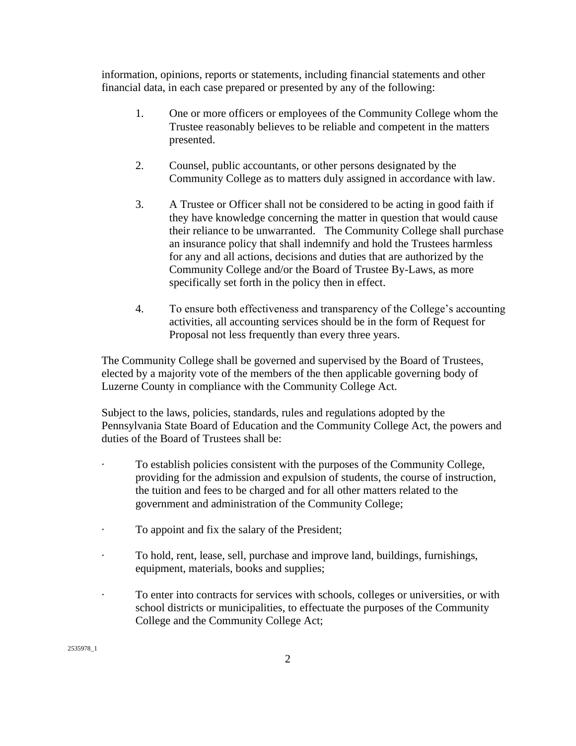information, opinions, reports or statements, including financial statements and other financial data, in each case prepared or presented by any of the following:

1. One or more officers or employees of the Community College whom the Trustee reasonably believes to be reliable and competent in the matters presented.

2. Counsel, public accountants, or other persons designated by the Community College as to matters duly assigned in accordance with law.

3. A Trustee or Officer shall not be considered to be acting in good faith if they have knowledge concerning the matter in question that would cause their reliance to be unwarranted. The Community College shall purchase an insurance policy that shall indemnify and hold the Trustees harmless for any and all actions, decisions and duties that are authorized by the Community College and/or the Board of Trustee By-Laws, as more specifically set forth in the policy then in effect.

4. To ensure both effectiveness and transparency of the College's accounting activities, all accounting services should be in the form of Request for Proposal not less frequently than every three years.

The Community College shall be governed and supervised by the Board of Trustees, elected by a majority vote of the members of the then applicable governing body of Luzerne County in compliance with the Community College Act.

Subject to the laws, policies, standards, rules and regulations adopted by the Pennsylvania State Board of Education and the Community College Act, the powers and duties of the Board of Trustees shall be:

- To establish policies consistent with the purposes of the Community College, providing for the admission and expulsion of students, the course of instruction, the tuition and fees to be charged and for all other matters related to the government and administration of the Community College;

- To appoint and fix the salary of the President;

- To hold, rent, lease, sell, purchase and improve land, buildings, furnishings, equipment, materials, books and supplies;

- To enter into contracts for services with schools, colleges or universities, or with school districts or municipalities, to effectuate the purposes of the Community College and the Community College Act;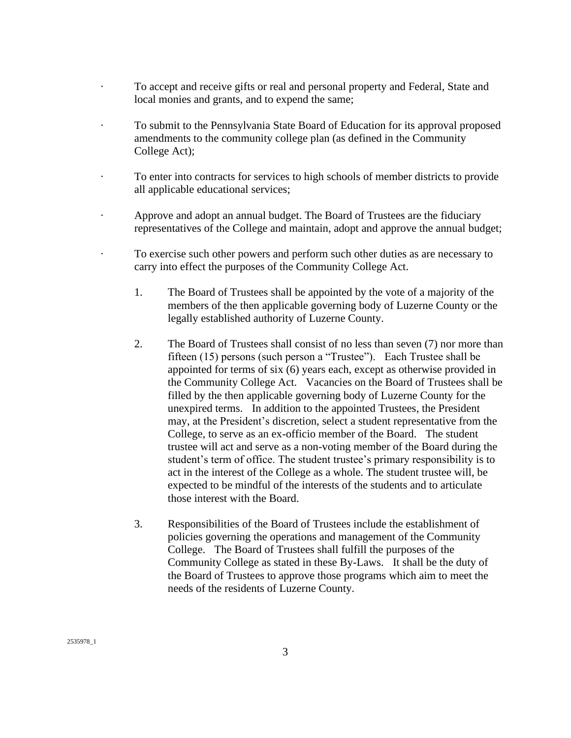- To accept and receive gifts or real and personal property and Federal, State and local monies and grants, and to expend the same;

- To submit to the Pennsylvania State Board of Education for its approval proposed amendments to the community college plan (as defined in the Community College Act);

- To enter into contracts for services to high schools of member districts to provide all applicable educational services;

- Approve and adopt an annual budget. The Board of Trustees are the fiduciary representatives of the College and maintain, adopt and approve the annual budget;

- To exercise such other powers and perform such other duties as are necessary to carry into effect the purposes of the Community College Act.

  1. The Board of Trustees shall be appointed by the vote of a majority of the members of the then applicable governing body of Luzerne County or the legally established authority of Luzerne County.

  2. The Board of Trustees shall consist of no less than seven (7) nor more than fifteen (15) persons (such person a "Trustee"). Each Trustee shall be appointed for terms of six (6) years each, except as otherwise provided in the Community College Act. Vacancies on the Board of Trustees shall be filled by the then applicable governing body of Luzerne County for the unexpired terms. In addition to the appointed Trustees, the President may, at the President's discretion, select a student representative from the College, to serve as an ex-officio member of the Board. The student trustee will act and serve as a non-voting member of the Board during the student's term of office. The student trustee's primary responsibility is to act in the interest of the College as a whole. The student trustee will, be expected to be mindful of the interests of the students and to articulate those interest with the Board.

  3. Responsibilities of the Board of Trustees include the establishment of policies governing the operations and management of the Community College. The Board of Trustees shall fulfill the purposes of the Community College as stated in these By-Laws. It shall be the duty of the Board of Trustees to approve those programs which aim to meet the needs of the residents of Luzerne County.

2535978_1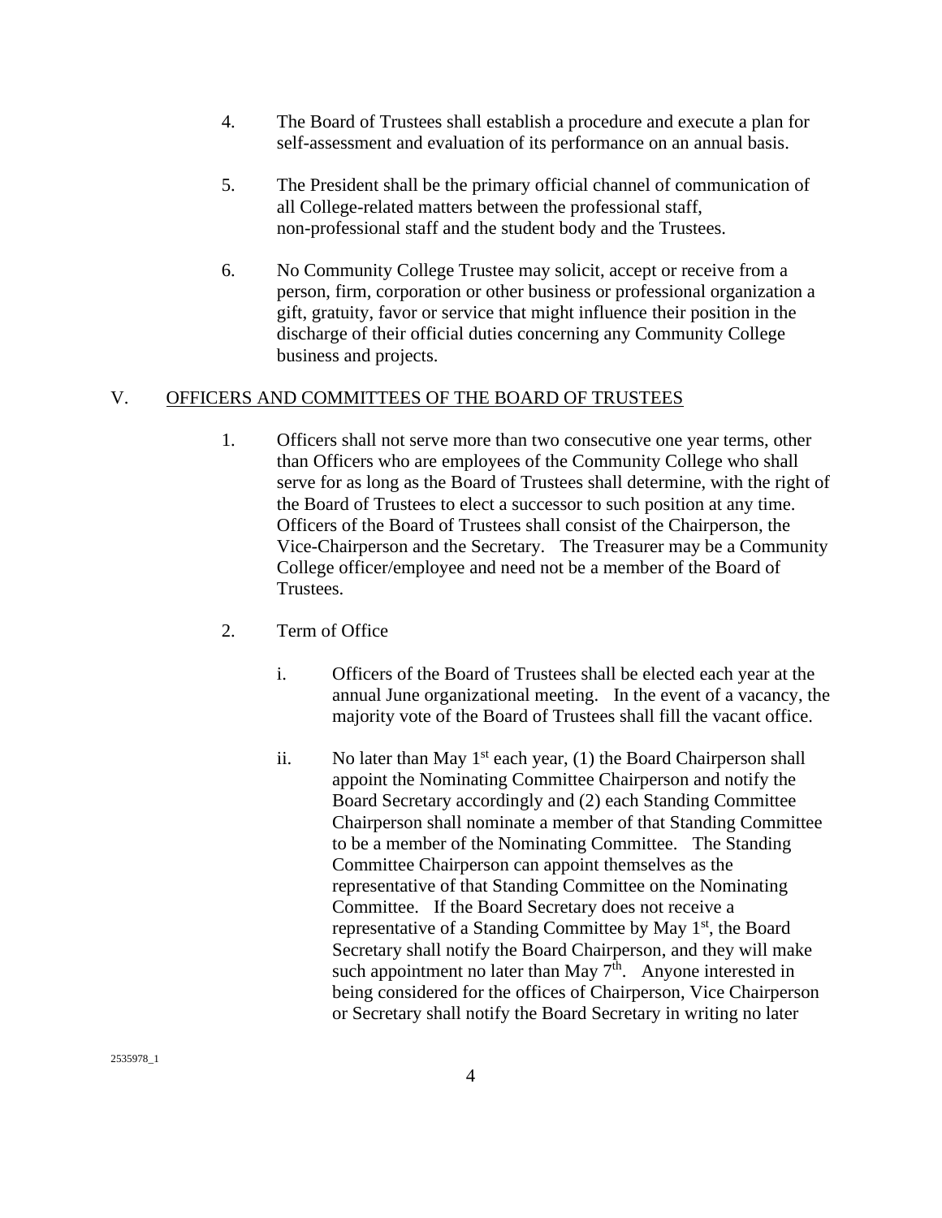4. The Board of Trustees shall establish a procedure and execute a plan for self-assessment and evaluation of its performance on an annual basis.

5. The President shall be the primary official channel of communication of all College-related matters between the professional staff, non-professional staff and the student body and the Trustees.

6. No Community College Trustee may solicit, accept or receive from a person, firm, corporation or other business or professional organization a gift, gratuity, favor or service that might influence their position in the discharge of their official duties concerning any Community College business and projects.

## V. OFFICERS AND COMMITTEES OF THE BOARD OF TRUSTEES

1. Officers shall not serve more than two consecutive one year terms, other than Officers who are employees of the Community College who shall serve for as long as the Board of Trustees shall determine, with the right of the Board of Trustees to elect a successor to such position at any time. Officers of the Board of Trustees shall consist of the Chairperson, the Vice-Chairperson and the Secretary. The Treasurer may be a Community College officer/employee and need not be a member of the Board of Trustees.

2. Term of Office

   i. Officers of the Board of Trustees shall be elected each year at the annual June organizational meeting. In the event of a vacancy, the majority vote of the Board of Trustees shall fill the vacant office.

   ii. No later than May 1st each year, (1) the Board Chairperson shall appoint the Nominating Committee Chairperson and notify the Board Secretary accordingly and (2) each Standing Committee Chairperson shall nominate a member of that Standing Committee to be a member of the Nominating Committee. The Standing Committee Chairperson can appoint themselves as the representative of that Standing Committee on the Nominating Committee. If the Board Secretary does not receive a representative of a Standing Committee by May 1st, the Board Secretary shall notify the Board Chairperson, and they will make such appointment no later than May 7th. Anyone interested in being considered for the offices of Chairperson, Vice Chairperson or Secretary shall notify the Board Secretary in writing no later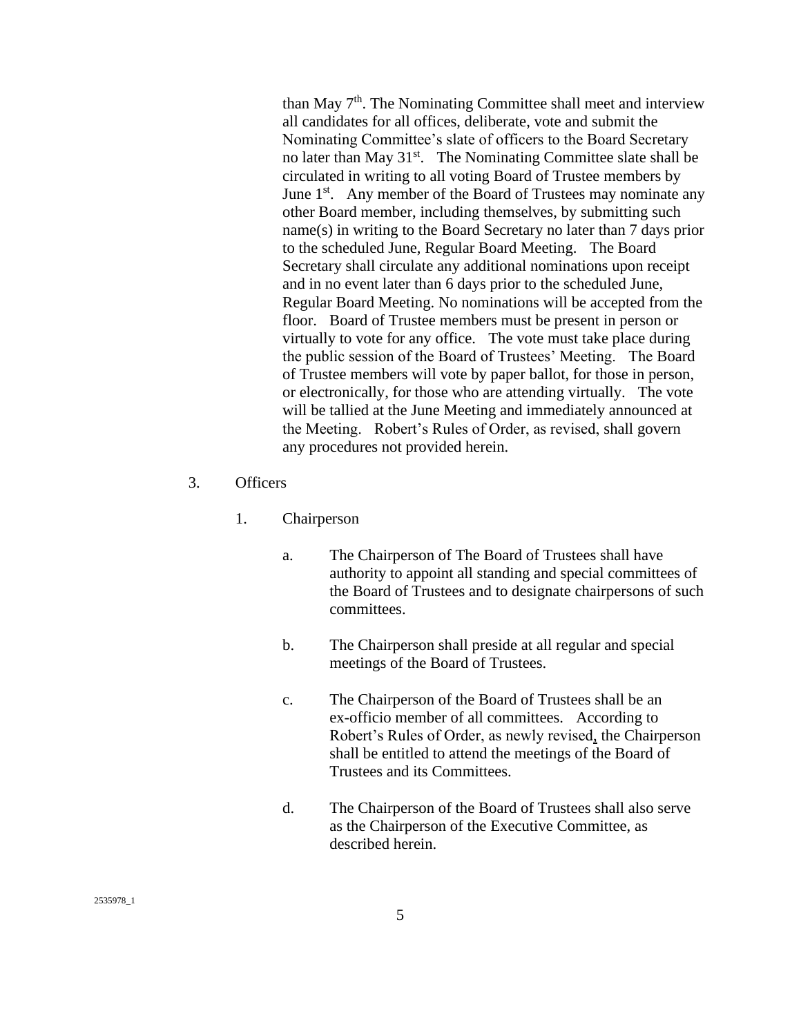than May 7th. The Nominating Committee shall meet and interview all candidates for all offices, deliberate, vote and submit the Nominating Committee's slate of officers to the Board Secretary no later than May 31st. The Nominating Committee slate shall be circulated in writing to all voting Board of Trustee members by June 1st. Any member of the Board of Trustees may nominate any other Board member, including themselves, by submitting such name(s) in writing to the Board Secretary no later than 7 days prior to the scheduled June, Regular Board Meeting. The Board Secretary shall circulate any additional nominations upon receipt and in no event later than 6 days prior to the scheduled June, Regular Board Meeting. No nominations will be accepted from the floor. Board of Trustee members must be present in person or virtually to vote for any office. The vote must take place during the public session of the Board of Trustees' Meeting. The Board of Trustee members will vote by paper ballot, for those in person, or electronically, for those who are attending virtually. The vote will be tallied at the June Meeting and immediately announced at the Meeting. Robert's Rules of Order, as revised, shall govern any procedures not provided herein.

3. Officers

   1. Chairperson

      a. The Chairperson of The Board of Trustees shall have authority to appoint all standing and special committees of the Board of Trustees and to designate chairpersons of such committees.

      b. The Chairperson shall preside at all regular and special meetings of the Board of Trustees.

      c. The Chairperson of the Board of Trustees shall be an ex-officio member of all committees. According to Robert's Rules of Order, as newly revised, the Chairperson shall be entitled to attend the meetings of the Board of Trustees and its Committees.

      d. The Chairperson of the Board of Trustees shall also serve as the Chairperson of the Executive Committee, as described herein.

2535978_1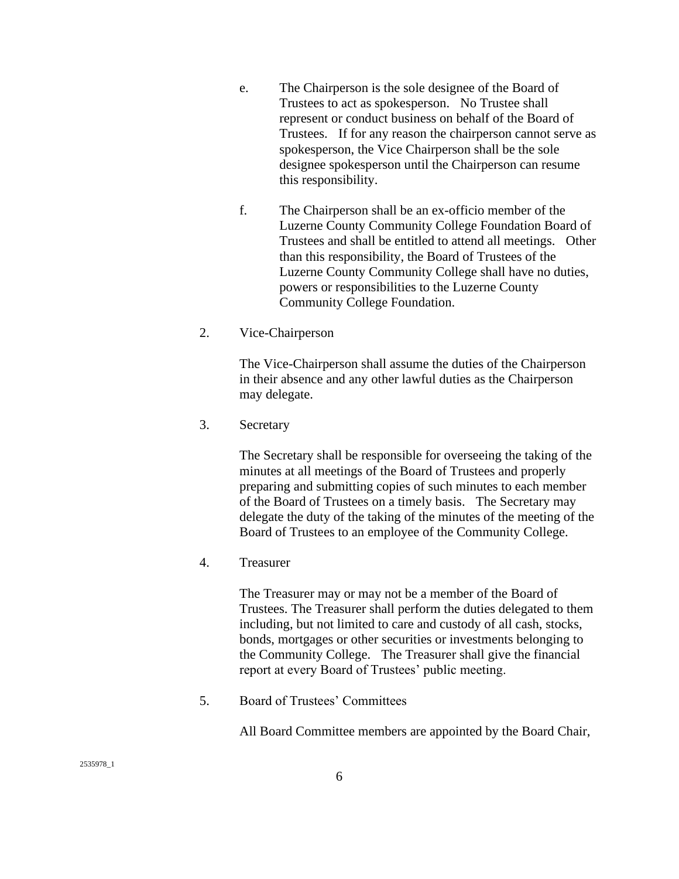e. The Chairperson is the sole designee of the Board of Trustees to act as spokesperson. No Trustee shall represent or conduct business on behalf of the Board of Trustees. If for any reason the chairperson cannot serve as spokesperson, the Vice Chairperson shall be the sole designee spokesperson until the Chairperson can resume this responsibility.

f. The Chairperson shall be an ex-officio member of the Luzerne County Community College Foundation Board of Trustees and shall be entitled to attend all meetings. Other than this responsibility, the Board of Trustees of the Luzerne County Community College shall have no duties, powers or responsibilities to the Luzerne County Community College Foundation.

2. Vice-Chairperson

The Vice-Chairperson shall assume the duties of the Chairperson in their absence and any other lawful duties as the Chairperson may delegate.

3. Secretary

The Secretary shall be responsible for overseeing the taking of the minutes at all meetings of the Board of Trustees and properly preparing and submitting copies of such minutes to each member of the Board of Trustees on a timely basis. The Secretary may delegate the duty of the taking of the minutes of the meeting of the Board of Trustees to an employee of the Community College.

4. Treasurer

The Treasurer may or may not be a member of the Board of Trustees. The Treasurer shall perform the duties delegated to them including, but not limited to care and custody of all cash, stocks, bonds, mortgages or other securities or investments belonging to the Community College. The Treasurer shall give the financial report at every Board of Trustees' public meeting.

5. Board of Trustees' Committees

All Board Committee members are appointed by the Board Chair,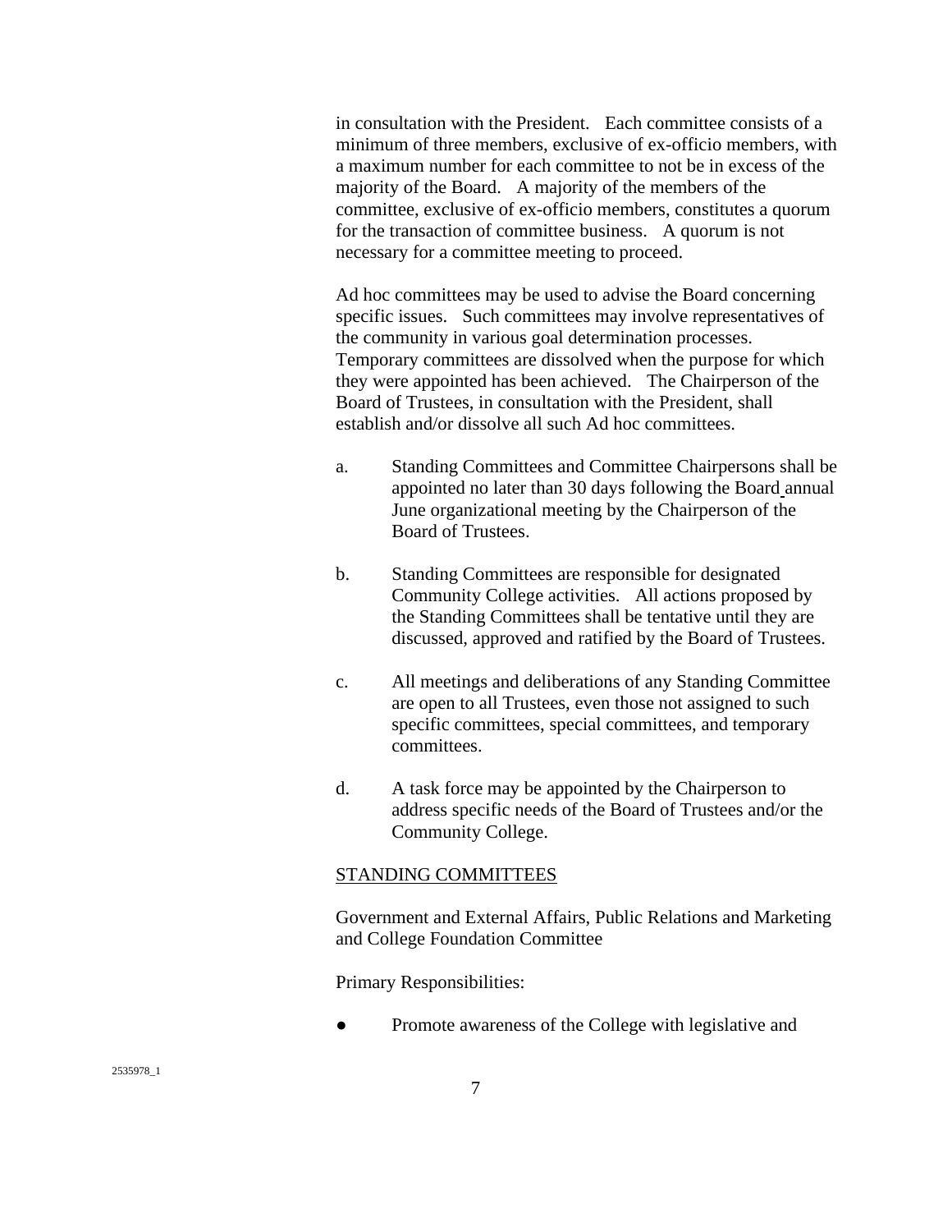in consultation with the President. Each committee consists of a minimum of three members, exclusive of ex-officio members, with a maximum number for each committee to not be in excess of the majority of the Board. A majority of the members of the committee, exclusive of ex-officio members, constitutes a quorum for the transaction of committee business. A quorum is not necessary for a committee meeting to proceed.

Ad hoc committees may be used to advise the Board concerning specific issues. Such committees may involve representatives of the community in various goal determination processes. Temporary committees are dissolved when the purpose for which they were appointed has been achieved. The Chairperson of the Board of Trustees, in consultation with the President, shall establish and/or dissolve all such Ad hoc committees.

a. Standing Committees and Committee Chairpersons shall be appointed no later than 30 days following the Board annual June organizational meeting by the Chairperson of the Board of Trustees.

b. Standing Committees are responsible for designated Community College activities. All actions proposed by the Standing Committees shall be tentative until they are discussed, approved and ratified by the Board of Trustees.

c. All meetings and deliberations of any Standing Committee are open to all Trustees, even those not assigned to such specific committees, special committees, and temporary committees.

d. A task force may be appointed by the Chairperson to address specific needs of the Board of Trustees and/or the Community College.

<u>STANDING COMMITTEES</u>

Government and External Affairs, Public Relations and Marketing and College Foundation Committee

Primary Responsibilities:

- Promote awareness of the College with legislative and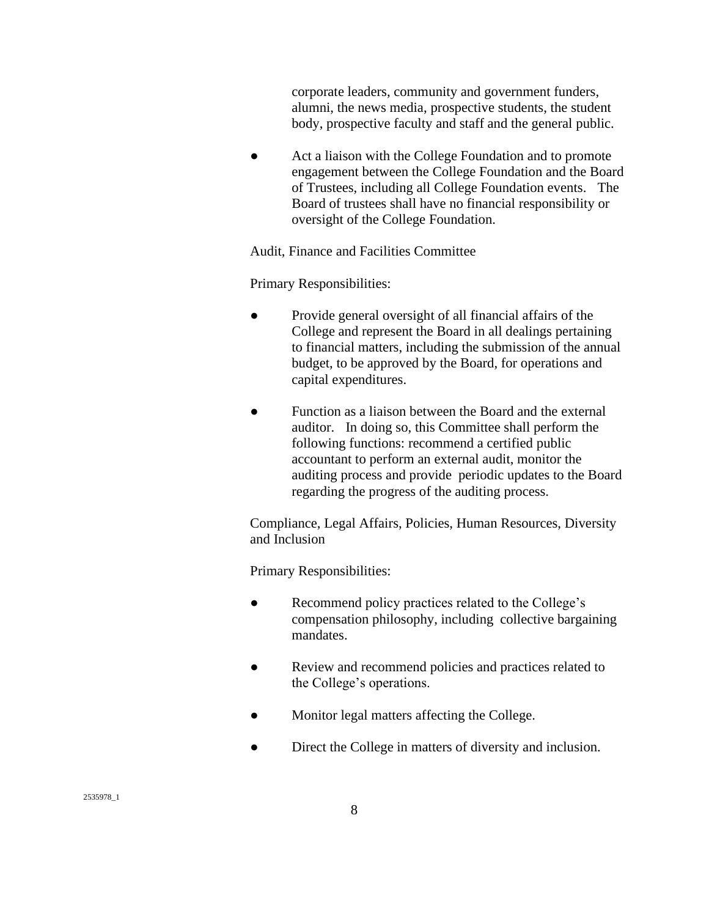corporate leaders, community and government funders, alumni, the news media, prospective students, the student body, prospective faculty and staff and the general public.

- Act a liaison with the College Foundation and to promote engagement between the College Foundation and the Board of Trustees, including all College Foundation events. The Board of trustees shall have no financial responsibility or oversight of the College Foundation.

Audit, Finance and Facilities Committee

Primary Responsibilities:

- Provide general oversight of all financial affairs of the College and represent the Board in all dealings pertaining to financial matters, including the submission of the annual budget, to be approved by the Board, for operations and capital expenditures.

- Function as a liaison between the Board and the external auditor. In doing so, this Committee shall perform the following functions: recommend a certified public accountant to perform an external audit, monitor the auditing process and provide periodic updates to the Board regarding the progress of the auditing process.

Compliance, Legal Affairs, Policies, Human Resources, Diversity and Inclusion

Primary Responsibilities:

- Recommend policy practices related to the College's compensation philosophy, including collective bargaining mandates.

- Review and recommend policies and practices related to the College's operations.

- Monitor legal matters affecting the College.

- Direct the College in matters of diversity and inclusion.

2535978_1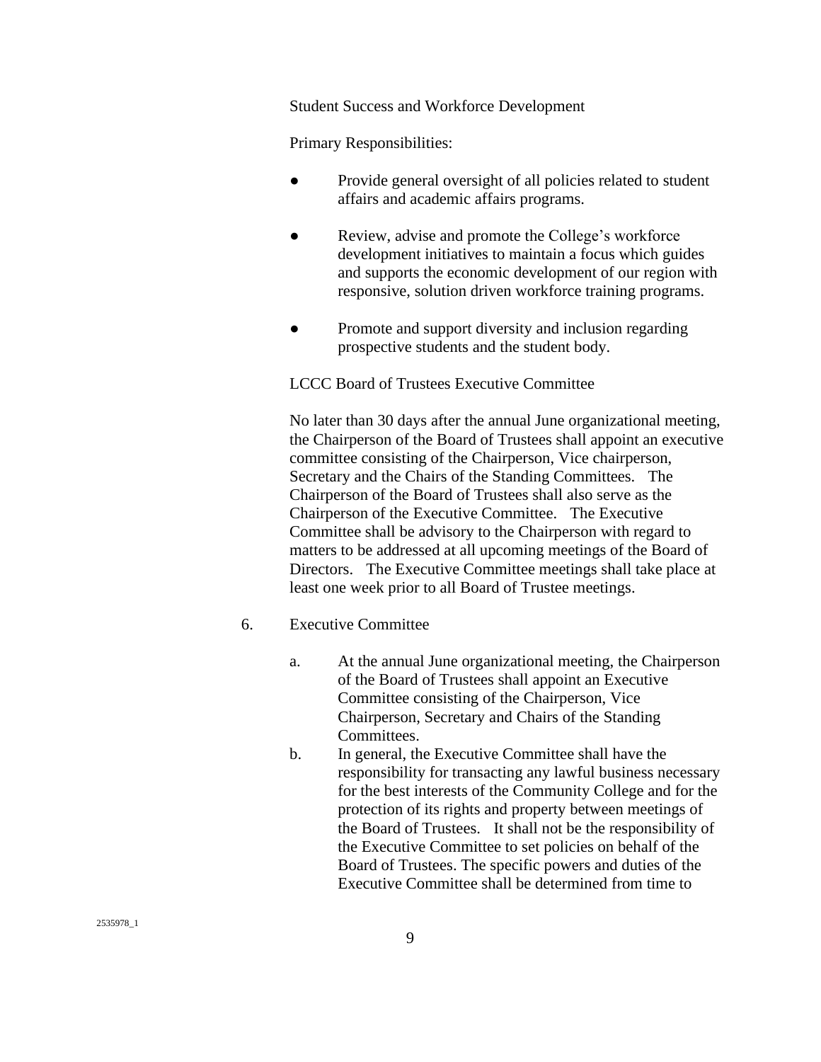Student Success and Workforce Development

Primary Responsibilities:

- Provide general oversight of all policies related to student affairs and academic affairs programs.
- Review, advise and promote the College's workforce development initiatives to maintain a focus which guides and supports the economic development of our region with responsive, solution driven workforce training programs.
- Promote and support diversity and inclusion regarding prospective students and the student body.

LCCC Board of Trustees Executive Committee

No later than 30 days after the annual June organizational meeting, the Chairperson of the Board of Trustees shall appoint an executive committee consisting of the Chairperson, Vice chairperson, Secretary and the Chairs of the Standing Committees. The Chairperson of the Board of Trustees shall also serve as the Chairperson of the Executive Committee. The Executive Committee shall be advisory to the Chairperson with regard to matters to be addressed at all upcoming meetings of the Board of Directors. The Executive Committee meetings shall take place at least one week prior to all Board of Trustee meetings.

6. Executive Committee

   a. At the annual June organizational meeting, the Chairperson of the Board of Trustees shall appoint an Executive Committee consisting of the Chairperson, Vice Chairperson, Secretary and Chairs of the Standing Committees.

   b. In general, the Executive Committee shall have the responsibility for transacting any lawful business necessary for the best interests of the Community College and for the protection of its rights and property between meetings of the Board of Trustees. It shall not be the responsibility of the Executive Committee to set policies on behalf of the Board of Trustees. The specific powers and duties of the Executive Committee shall be determined from time to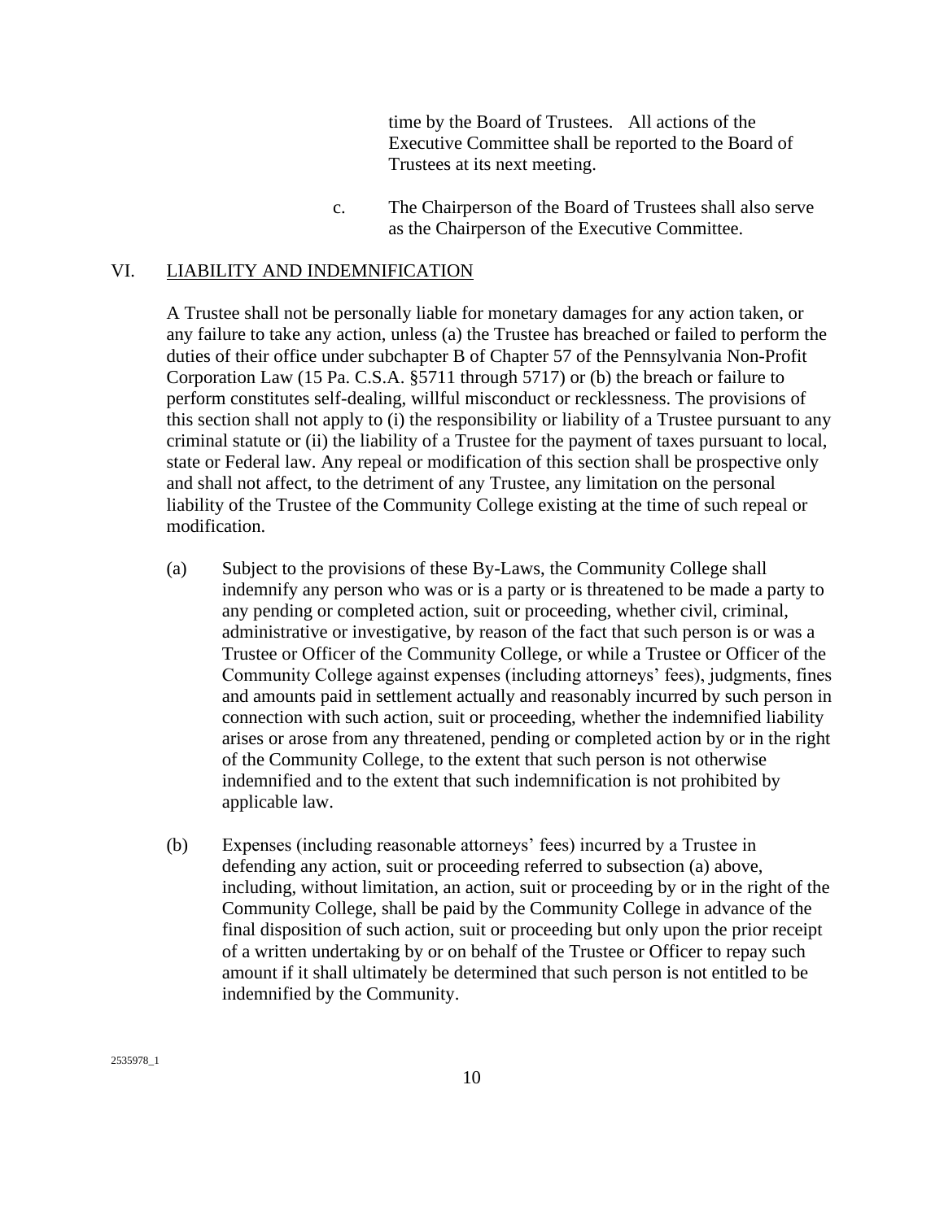time by the Board of Trustees. All actions of the Executive Committee shall be reported to the Board of Trustees at its next meeting.

c. The Chairperson of the Board of Trustees shall also serve as the Chairperson of the Executive Committee.

## VI. LIABILITY AND INDEMNIFICATION

A Trustee shall not be personally liable for monetary damages for any action taken, or any failure to take any action, unless (a) the Trustee has breached or failed to perform the duties of their office under subchapter B of Chapter 57 of the Pennsylvania Non-Profit Corporation Law (15 Pa. C.S.A. §5711 through 5717) or (b) the breach or failure to perform constitutes self-dealing, willful misconduct or recklessness. The provisions of this section shall not apply to (i) the responsibility or liability of a Trustee pursuant to any criminal statute or (ii) the liability of a Trustee for the payment of taxes pursuant to local, state or Federal law. Any repeal or modification of this section shall be prospective only and shall not affect, to the detriment of any Trustee, any limitation on the personal liability of the Trustee of the Community College existing at the time of such repeal or modification.

(a) Subject to the provisions of these By-Laws, the Community College shall indemnify any person who was or is a party or is threatened to be made a party to any pending or completed action, suit or proceeding, whether civil, criminal, administrative or investigative, by reason of the fact that such person is or was a Trustee or Officer of the Community College, or while a Trustee or Officer of the Community College against expenses (including attorneys' fees), judgments, fines and amounts paid in settlement actually and reasonably incurred by such person in connection with such action, suit or proceeding, whether the indemnified liability arises or arose from any threatened, pending or completed action by or in the right of the Community College, to the extent that such person is not otherwise indemnified and to the extent that such indemnification is not prohibited by applicable law.

(b) Expenses (including reasonable attorneys' fees) incurred by a Trustee in defending any action, suit or proceeding referred to subsection (a) above, including, without limitation, an action, suit or proceeding by or in the right of the Community College, shall be paid by the Community College in advance of the final disposition of such action, suit or proceeding but only upon the prior receipt of a written undertaking by or on behalf of the Trustee or Officer to repay such amount if it shall ultimately be determined that such person is not entitled to be indemnified by the Community.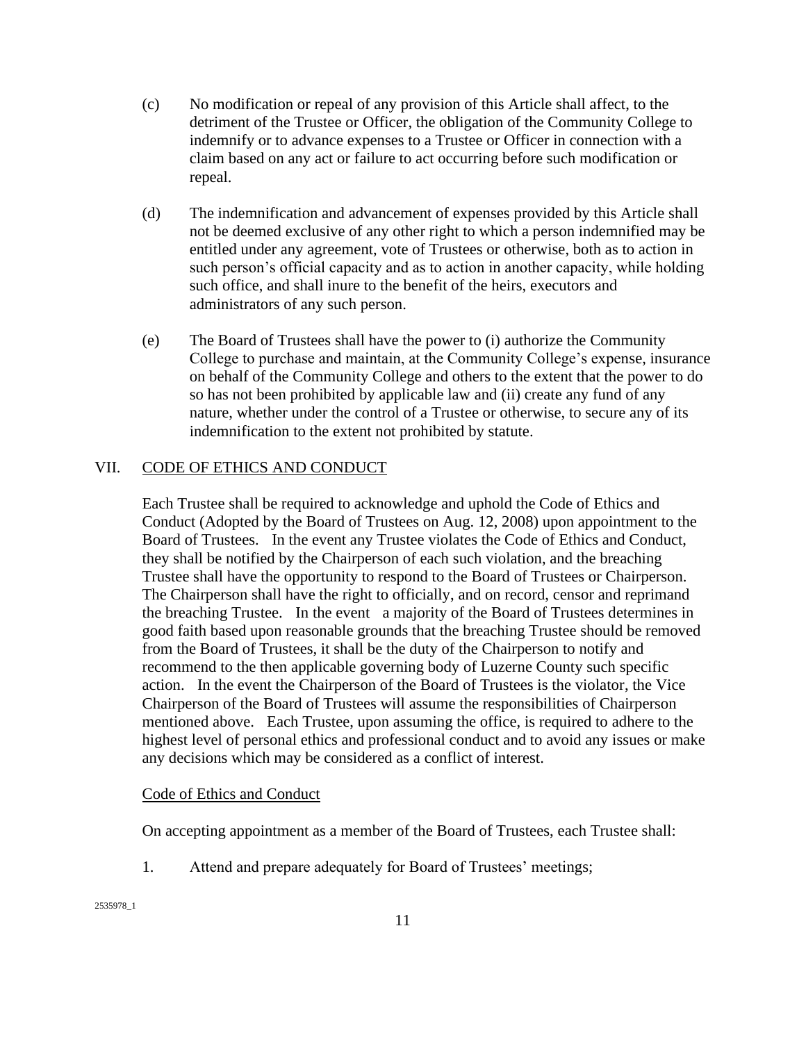(c) No modification or repeal of any provision of this Article shall affect, to the detriment of the Trustee or Officer, the obligation of the Community College to indemnify or to advance expenses to a Trustee or Officer in connection with a claim based on any act or failure to act occurring before such modification or repeal.

(d) The indemnification and advancement of expenses provided by this Article shall not be deemed exclusive of any other right to which a person indemnified may be entitled under any agreement, vote of Trustees or otherwise, both as to action in such person's official capacity and as to action in another capacity, while holding such office, and shall inure to the benefit of the heirs, executors and administrators of any such person.

(e) The Board of Trustees shall have the power to (i) authorize the Community College to purchase and maintain, at the Community College's expense, insurance on behalf of the Community College and others to the extent that the power to do so has not been prohibited by applicable law and (ii) create any fund of any nature, whether under the control of a Trustee or otherwise, to secure any of its indemnification to the extent not prohibited by statute.

## VII. CODE OF ETHICS AND CONDUCT

Each Trustee shall be required to acknowledge and uphold the Code of Ethics and Conduct (Adopted by the Board of Trustees on Aug. 12, 2008) upon appointment to the Board of Trustees. In the event any Trustee violates the Code of Ethics and Conduct, they shall be notified by the Chairperson of each such violation, and the breaching Trustee shall have the opportunity to respond to the Board of Trustees or Chairperson. The Chairperson shall have the right to officially, and on record, censor and reprimand the breaching Trustee. In the event a majority of the Board of Trustees determines in good faith based upon reasonable grounds that the breaching Trustee should be removed from the Board of Trustees, it shall be the duty of the Chairperson to notify and recommend to the then applicable governing body of Luzerne County such specific action. In the event the Chairperson of the Board of Trustees is the violator, the Vice Chairperson of the Board of Trustees will assume the responsibilities of Chairperson mentioned above. Each Trustee, upon assuming the office, is required to adhere to the highest level of personal ethics and professional conduct and to avoid any issues or make any decisions which may be considered as a conflict of interest.

### Code of Ethics and Conduct

On accepting appointment as a member of the Board of Trustees, each Trustee shall:

1. Attend and prepare adequately for Board of Trustees' meetings;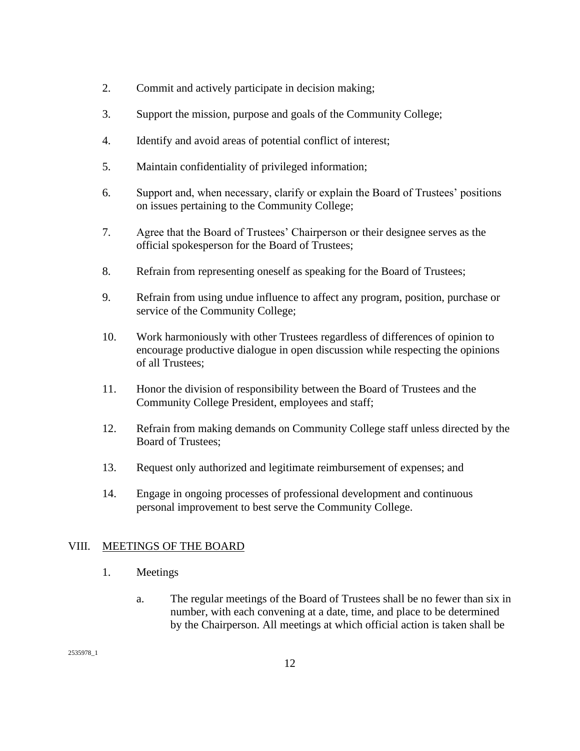2. Commit and actively participate in decision making;

3. Support the mission, purpose and goals of the Community College;

4. Identify and avoid areas of potential conflict of interest;

5. Maintain confidentiality of privileged information;

6. Support and, when necessary, clarify or explain the Board of Trustees' positions on issues pertaining to the Community College;

7. Agree that the Board of Trustees' Chairperson or their designee serves as the official spokesperson for the Board of Trustees;

8. Refrain from representing oneself as speaking for the Board of Trustees;

9. Refrain from using undue influence to affect any program, position, purchase or service of the Community College;

10. Work harmoniously with other Trustees regardless of differences of opinion to encourage productive dialogue in open discussion while respecting the opinions of all Trustees;

11. Honor the division of responsibility between the Board of Trustees and the Community College President, employees and staff;

12. Refrain from making demands on Community College staff unless directed by the Board of Trustees;

13. Request only authorized and legitimate reimbursement of expenses; and

14. Engage in ongoing processes of professional development and continuous personal improvement to best serve the Community College.

## VIII. MEETINGS OF THE BOARD

1. Meetings

   a. The regular meetings of the Board of Trustees shall be no fewer than six in number, with each convening at a date, time, and place to be determined by the Chairperson. All meetings at which official action is taken shall be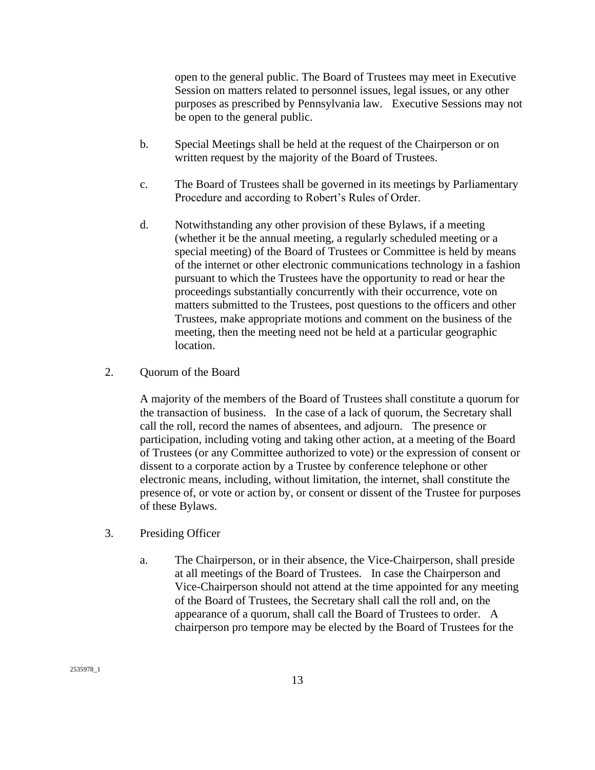open to the general public. The Board of Trustees may meet in Executive Session on matters related to personnel issues, legal issues, or any other purposes as prescribed by Pennsylvania law. Executive Sessions may not be open to the general public.

b. Special Meetings shall be held at the request of the Chairperson or on written request by the majority of the Board of Trustees.

c. The Board of Trustees shall be governed in its meetings by Parliamentary Procedure and according to Robert's Rules of Order.

d. Notwithstanding any other provision of these Bylaws, if a meeting (whether it be the annual meeting, a regularly scheduled meeting or a special meeting) of the Board of Trustees or Committee is held by means of the internet or other electronic communications technology in a fashion pursuant to which the Trustees have the opportunity to read or hear the proceedings substantially concurrently with their occurrence, vote on matters submitted to the Trustees, post questions to the officers and other Trustees, make appropriate motions and comment on the business of the meeting, then the meeting need not be held at a particular geographic location.

2. Quorum of the Board

A majority of the members of the Board of Trustees shall constitute a quorum for the transaction of business. In the case of a lack of quorum, the Secretary shall call the roll, record the names of absentees, and adjourn. The presence or participation, including voting and taking other action, at a meeting of the Board of Trustees (or any Committee authorized to vote) or the expression of consent or dissent to a corporate action by a Trustee by conference telephone or other electronic means, including, without limitation, the internet, shall constitute the presence of, or vote or action by, or consent or dissent of the Trustee for purposes of these Bylaws.

3. Presiding Officer

a. The Chairperson, or in their absence, the Vice-Chairperson, shall preside at all meetings of the Board of Trustees. In case the Chairperson and Vice-Chairperson should not attend at the time appointed for any meeting of the Board of Trustees, the Secretary shall call the roll and, on the appearance of a quorum, shall call the Board of Trustees to order. A chairperson pro tempore may be elected by the Board of Trustees for the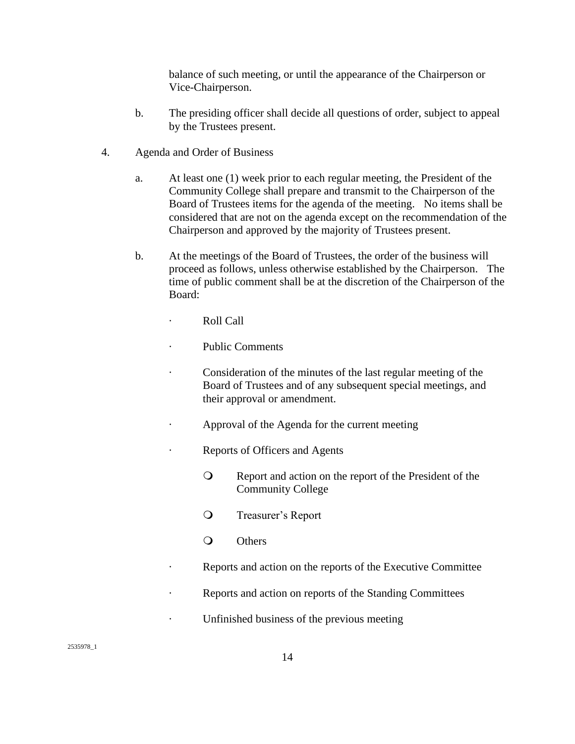balance of such meeting, or until the appearance of the Chairperson or Vice-Chairperson.

b. The presiding officer shall decide all questions of order, subject to appeal by the Trustees present.

4. Agenda and Order of Business

a. At least one (1) week prior to each regular meeting, the President of the Community College shall prepare and transmit to the Chairperson of the Board of Trustees items for the agenda of the meeting. No items shall be considered that are not on the agenda except on the recommendation of the Chairperson and approved by the majority of Trustees present.

b. At the meetings of the Board of Trustees, the order of the business will proceed as follows, unless otherwise established by the Chairperson. The time of public comment shall be at the discretion of the Chairperson of the Board:

- Roll Call
- Public Comments
- Consideration of the minutes of the last regular meeting of the Board of Trustees and of any subsequent special meetings, and their approval or amendment.
- Approval of the Agenda for the current meeting
- Reports of Officers and Agents
  - Report and action on the report of the President of the Community College
  - Treasurer's Report
  - Others
- Reports and action on the reports of the Executive Committee
- Reports and action on reports of the Standing Committees
- Unfinished business of the previous meeting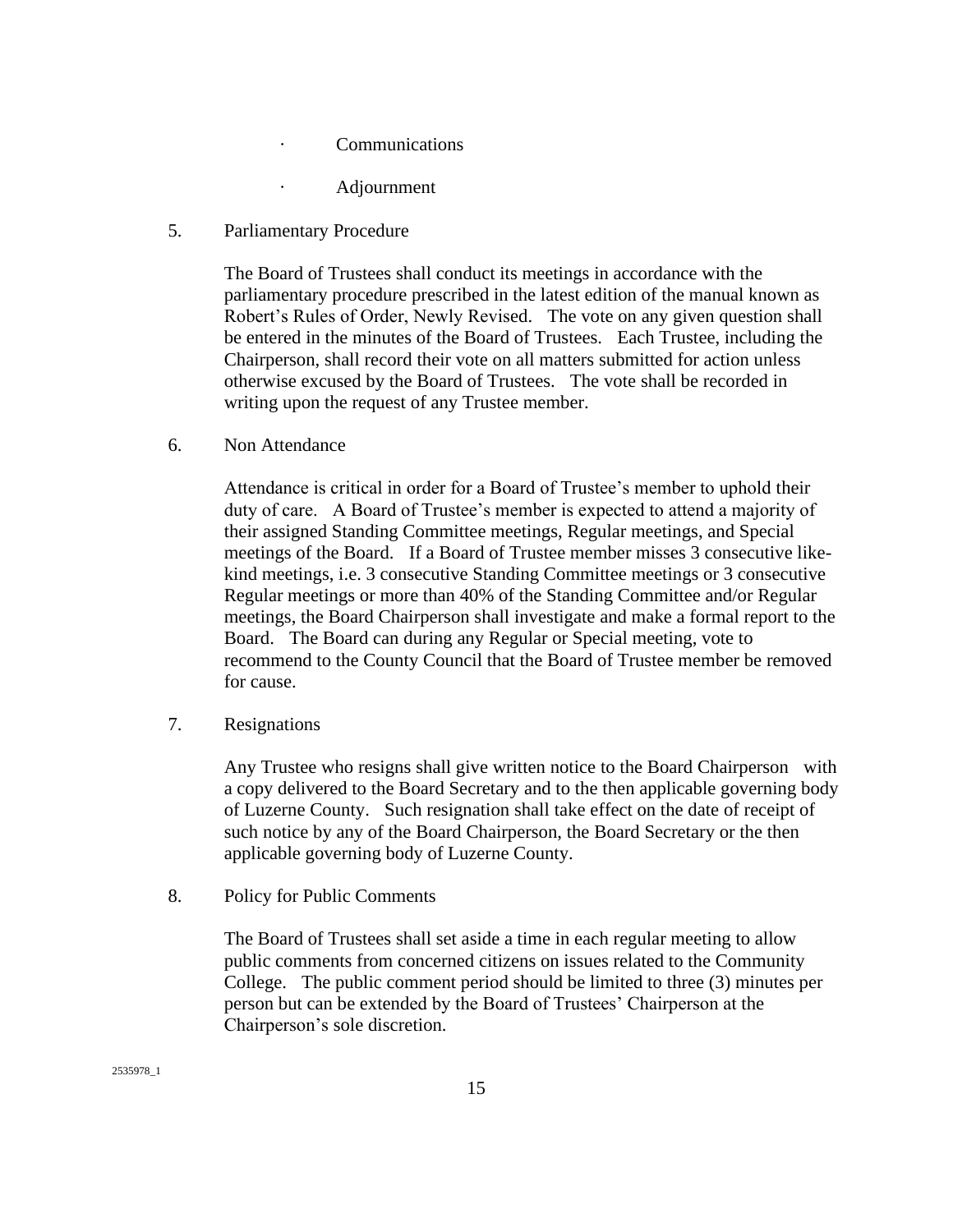- Communications
- Adjournment

5. Parliamentary Procedure

   The Board of Trustees shall conduct its meetings in accordance with the parliamentary procedure prescribed in the latest edition of the manual known as Robert's Rules of Order, Newly Revised. The vote on any given question shall be entered in the minutes of the Board of Trustees. Each Trustee, including the Chairperson, shall record their vote on all matters submitted for action unless otherwise excused by the Board of Trustees. The vote shall be recorded in writing upon the request of any Trustee member.

6. Non Attendance

   Attendance is critical in order for a Board of Trustee's member to uphold their duty of care. A Board of Trustee's member is expected to attend a majority of their assigned Standing Committee meetings, Regular meetings, and Special meetings of the Board. If a Board of Trustee member misses 3 consecutive like-kind meetings, i.e. 3 consecutive Standing Committee meetings or 3 consecutive Regular meetings or more than 40% of the Standing Committee and/or Regular meetings, the Board Chairperson shall investigate and make a formal report to the Board. The Board can during any Regular or Special meeting, vote to recommend to the County Council that the Board of Trustee member be removed for cause.

7. Resignations

   Any Trustee who resigns shall give written notice to the Board Chairperson with a copy delivered to the Board Secretary and to the then applicable governing body of Luzerne County. Such resignation shall take effect on the date of receipt of such notice by any of the Board Chairperson, the Board Secretary or the then applicable governing body of Luzerne County.

8. Policy for Public Comments

   The Board of Trustees shall set aside a time in each regular meeting to allow public comments from concerned citizens on issues related to the Community College. The public comment period should be limited to three (3) minutes per person but can be extended by the Board of Trustees' Chairperson at the Chairperson's sole discretion.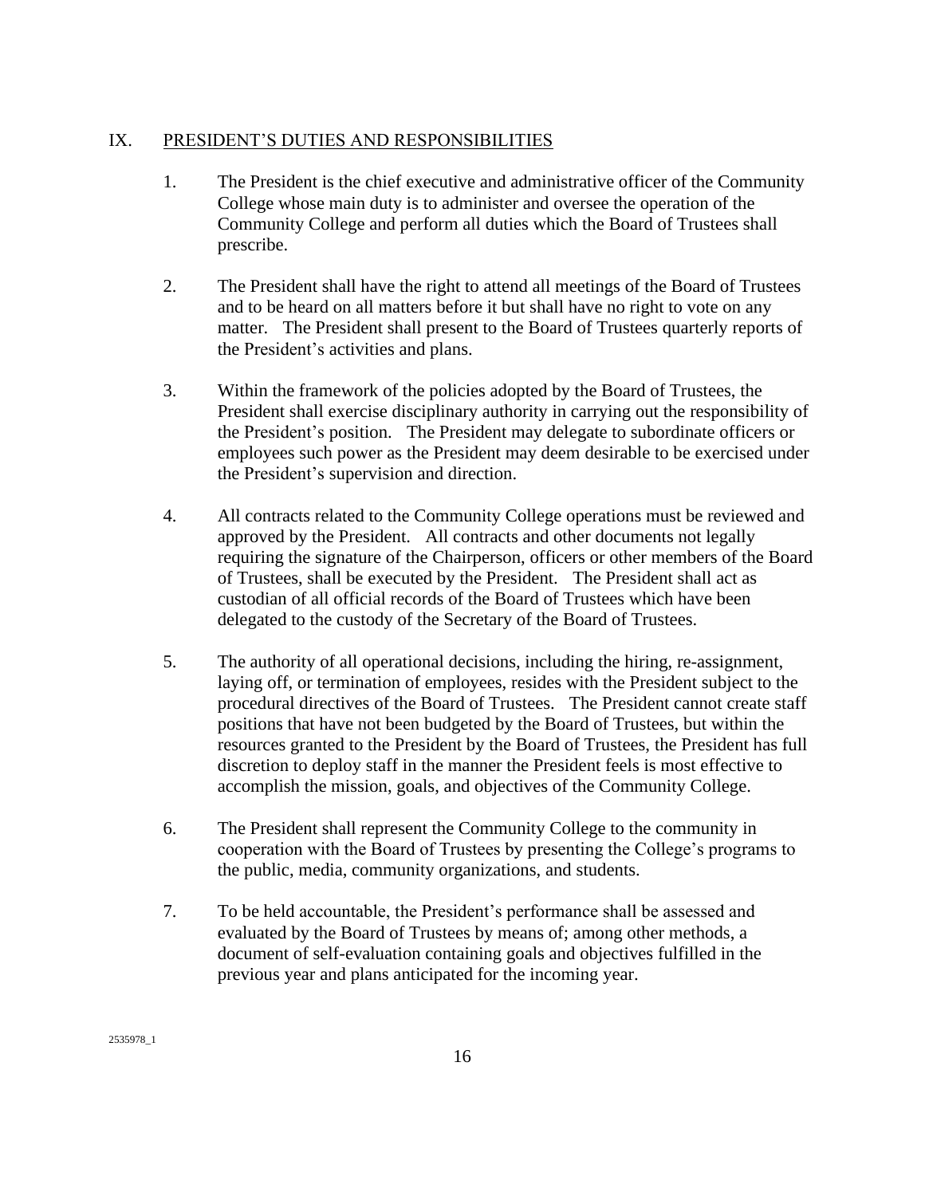## IX. PRESIDENT'S DUTIES AND RESPONSIBILITIES

1. The President is the chief executive and administrative officer of the Community College whose main duty is to administer and oversee the operation of the Community College and perform all duties which the Board of Trustees shall prescribe.

2. The President shall have the right to attend all meetings of the Board of Trustees and to be heard on all matters before it but shall have no right to vote on any matter. The President shall present to the Board of Trustees quarterly reports of the President's activities and plans.

3. Within the framework of the policies adopted by the Board of Trustees, the President shall exercise disciplinary authority in carrying out the responsibility of the President's position. The President may delegate to subordinate officers or employees such power as the President may deem desirable to be exercised under the President's supervision and direction.

4. All contracts related to the Community College operations must be reviewed and approved by the President. All contracts and other documents not legally requiring the signature of the Chairperson, officers or other members of the Board of Trustees, shall be executed by the President. The President shall act as custodian of all official records of the Board of Trustees which have been delegated to the custody of the Secretary of the Board of Trustees.

5. The authority of all operational decisions, including the hiring, re-assignment, laying off, or termination of employees, resides with the President subject to the procedural directives of the Board of Trustees. The President cannot create staff positions that have not been budgeted by the Board of Trustees, but within the resources granted to the President by the Board of Trustees, the President has full discretion to deploy staff in the manner the President feels is most effective to accomplish the mission, goals, and objectives of the Community College.

6. The President shall represent the Community College to the community in cooperation with the Board of Trustees by presenting the College's programs to the public, media, community organizations, and students.

7. To be held accountable, the President's performance shall be assessed and evaluated by the Board of Trustees by means of; among other methods, a document of self-evaluation containing goals and objectives fulfilled in the previous year and plans anticipated for the incoming year.

2535978_1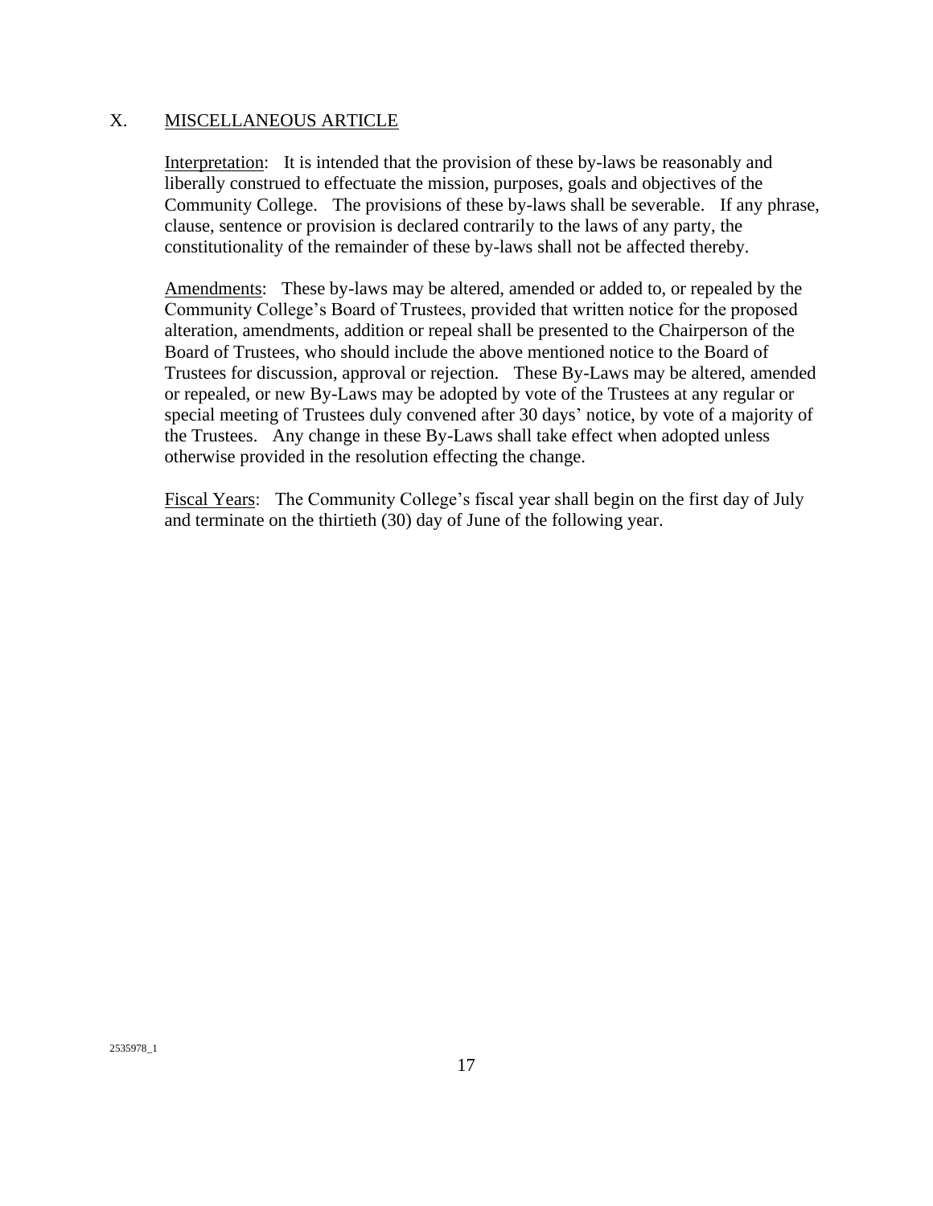## X. MISCELLANEOUS ARTICLE

Interpretation: It is intended that the provision of these by-laws be reasonably and liberally construed to effectuate the mission, purposes, goals and objectives of the Community College. The provisions of these by-laws shall be severable. If any phrase, clause, sentence or provision is declared contrarily to the laws of any party, the constitutionality of the remainder of these by-laws shall not be affected thereby.

Amendments: These by-laws may be altered, amended or added to, or repealed by the Community College's Board of Trustees, provided that written notice for the proposed alteration, amendments, addition or repeal shall be presented to the Chairperson of the Board of Trustees, who should include the above mentioned notice to the Board of Trustees for discussion, approval or rejection. These By-Laws may be altered, amended or repealed, or new By-Laws may be adopted by vote of the Trustees at any regular or special meeting of Trustees duly convened after 30 days' notice, by vote of a majority of the Trustees. Any change in these By-Laws shall take effect when adopted unless otherwise provided in the resolution effecting the change.

Fiscal Years: The Community College's fiscal year shall begin on the first day of July and terminate on the thirtieth (30) day of June of the following year.

2535978_1